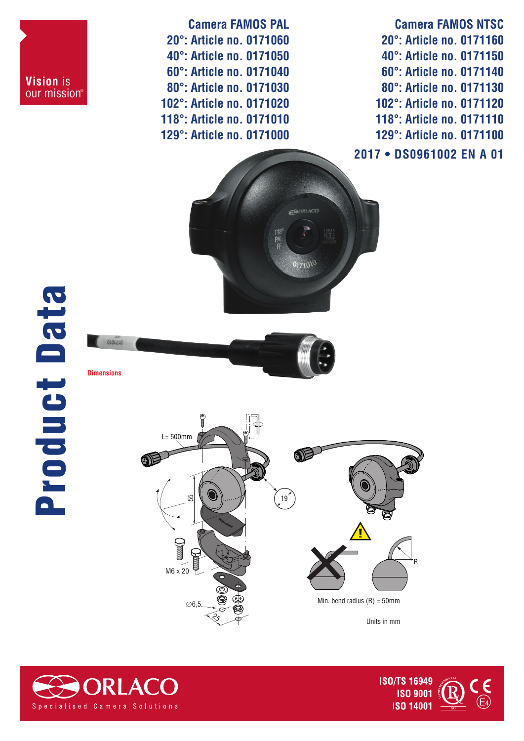Vision is our mission®

# Product Data

## Camera FAMOS PAL

20°: Article no. 0171060
40°: Article no. 0171050
60°: Article no. 0171040
80°: Article no. 0171030
102°: Article no. 0171020
118°: Article no. 0171010
129°: Article no. 0171000

## Camera FAMOS NTSC

20°: Article no. 0171160
40°: Article no. 0171150
60°: Article no. 0171140
80°: Article no. 0171130
102°: Article no. 0171120
118°: Article no. 0171110
129°: Article no. 0171100

2017 • DS0961002 EN A 01

### Dimensions

L= 500mm

55

19

M6 x 20

∅6,5

25

R

Min. bend radius (R) = 50mm

Units in mm

ORLACO
Specialised Camera Solutions

ISO/TS 16949
ISO 9001
ISO 14001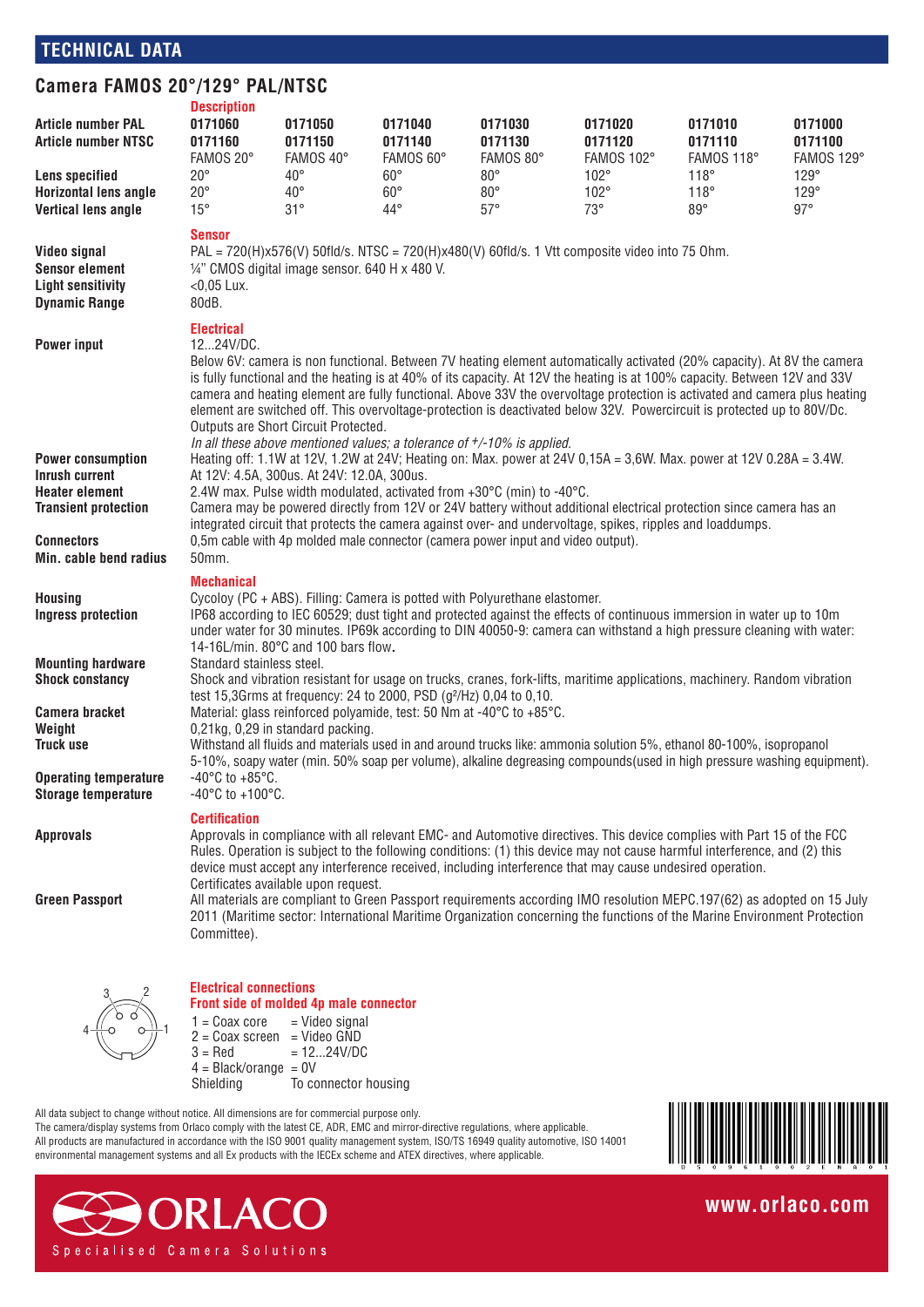## TECHNICAL DATA

### Camera FAMOS 20°/129° PAL/NTSC

| | Description | | | | | | |
|---|---|---|---|---|---|---|---|
| **Article number PAL** | **0171060** | **0171050** | **0171040** | **0171030** | **0171020** | **0171010** | **0171000** |
| **Article number NTSC** | **0171160** | **0171150** | **0171140** | **0171130** | **0171120** | **0171110** | **0171100** |
| | FAMOS 20° | FAMOS 40° | FAMOS 60° | FAMOS 80° | FAMOS 102° | FAMOS 118° | FAMOS 129° |
| **Lens specified** | 20° | 40° | 60° | 80° | 102° | 118° | 129° |
| **Horizontal lens angle** | 20° | 40° | 60° | 80° | 102° | 118° | 129° |
| **Vertical lens angle** | 15° | 31° | 44° | 57° | 73° | 89° | 97° |

**Sensor**

**Video signal** PAL = 720(H)x576(V) 50fld/s. NTSC = 720(H)x480(V) 60fld/s. 1 Vtt composite video into 75 Ohm.

**Sensor element** ¼" CMOS digital image sensor. 640 H x 480 V.

**Light sensitivity** <0,05 Lux.

**Dynamic Range** 80dB.

**Electrical**

**Power input** 12...24V/DC.
Below 6V: camera is non functional. Between 7V heating element automatically activated (20% capacity). At 8V the camera is fully functional and the heating is at 40% of its capacity. At 12V the heating is at 100% capacity. Between 12V and 33V camera and heating element are fully functional. Above 33V the overvoltage protection is activated and camera plus heating element are switched off. This overvoltage-protection is deactivated below 32V. Powercircuit is protected up to 80V/Dc. Outputs are Short Circuit Protected.
*In all these above mentioned values; a tolerance of +/-10% is applied.*

**Power consumption** Heating off: 1.1W at 12V, 1.2W at 24V; Heating on: Max. power at 24V 0,15A = 3,6W. Max. power at 12V 0.28A = 3.4W.

**Inrush current** At 12V: 4.5A, 300us. At 24V: 12.0A, 300us.

**Heater element** 2.4W max. Pulse width modulated, activated from +30°C (min) to -40°C.

**Transient protection** Camera may be powered directly from 12V or 24V battery without additional electrical protection since camera has an integrated circuit that protects the camera against over- and undervoltage, spikes, ripples and loaddumps.

**Connectors** 0,5m cable with 4p molded male connector (camera power input and video output).

**Min. cable bend radius** 50mm.

**Mechanical**

**Housing** Cycoloy (PC + ABS). Filling: Camera is potted with Polyurethane elastomer.

**Ingress protection** IP68 according to IEC 60529; dust tight and protected against the effects of continuous immersion in water up to 10m under water for 30 minutes. IP69k according to DIN 40050-9: camera can withstand a high pressure cleaning with water: 14-16L/min. 80°C and 100 bars flow.

**Mounting hardware** Standard stainless steel.

**Shock constancy** Shock and vibration resistant for usage on trucks, cranes, fork-lifts, maritime applications, machinery. Random vibration test 15,3Grms at frequency: 24 to 2000, PSD ($g^2$/Hz) 0,04 to 0,10.

**Camera bracket** Material: glass reinforced polyamide, test: 50 Nm at -40°C to +85°C.

**Weight** 0,21kg, 0,29 in standard packing.

**Truck use** Withstand all fluids and materials used in and around trucks like: ammonia solution 5%, ethanol 80-100%, isopropanol 5-10%, soapy water (min. 50% soap per volume), alkaline degreasing compounds(used in high pressure washing equipment).

**Operating temperature** -40°C to +85°C.

**Storage temperature** -40°C to +100°C.

**Certification**

**Approvals** Approvals in compliance with all relevant EMC- and Automotive directives. This device complies with Part 15 of the FCC Rules. Operation is subject to the following conditions: (1) this device may not cause harmful interference, and (2) this device must accept any interference received, including interference that may cause undesired operation.
Certificates available upon request.

**Green Passport** All materials are compliant to Green Passport requirements according IMO resolution MEPC.197(62) as adopted on 15 July 2011 (Maritime sector: International Maritime Organization concerning the functions of the Marine Environment Protection Committee).

**Electrical connections**

**Front side of molded 4p male connector**

3 2 4 1

| | |
|---|---|
| 1 = Coax core | = Video signal |
| 2 = Coax screen | = Video GND |
| 3 = Red | = 12...24V/DC |
| 4 = Black/orange | = 0V |
| Shielding | To connector housing |

All data subject to change without notice. All dimensions are for commercial purpose only.
The camera/display systems from Orlaco comply with the latest CE, ADR, EMC and mirror-directive regulations, where applicable.
All products are manufactured in accordance with the ISO 9001 quality management system, ISO/TS 16949 quality automotive, ISO 14001 environmental management systems and all Ex products with the IECEx scheme and ATEX directives, where applicable.

ORLACO
Specialised Camera Solutions

www.orlaco.com